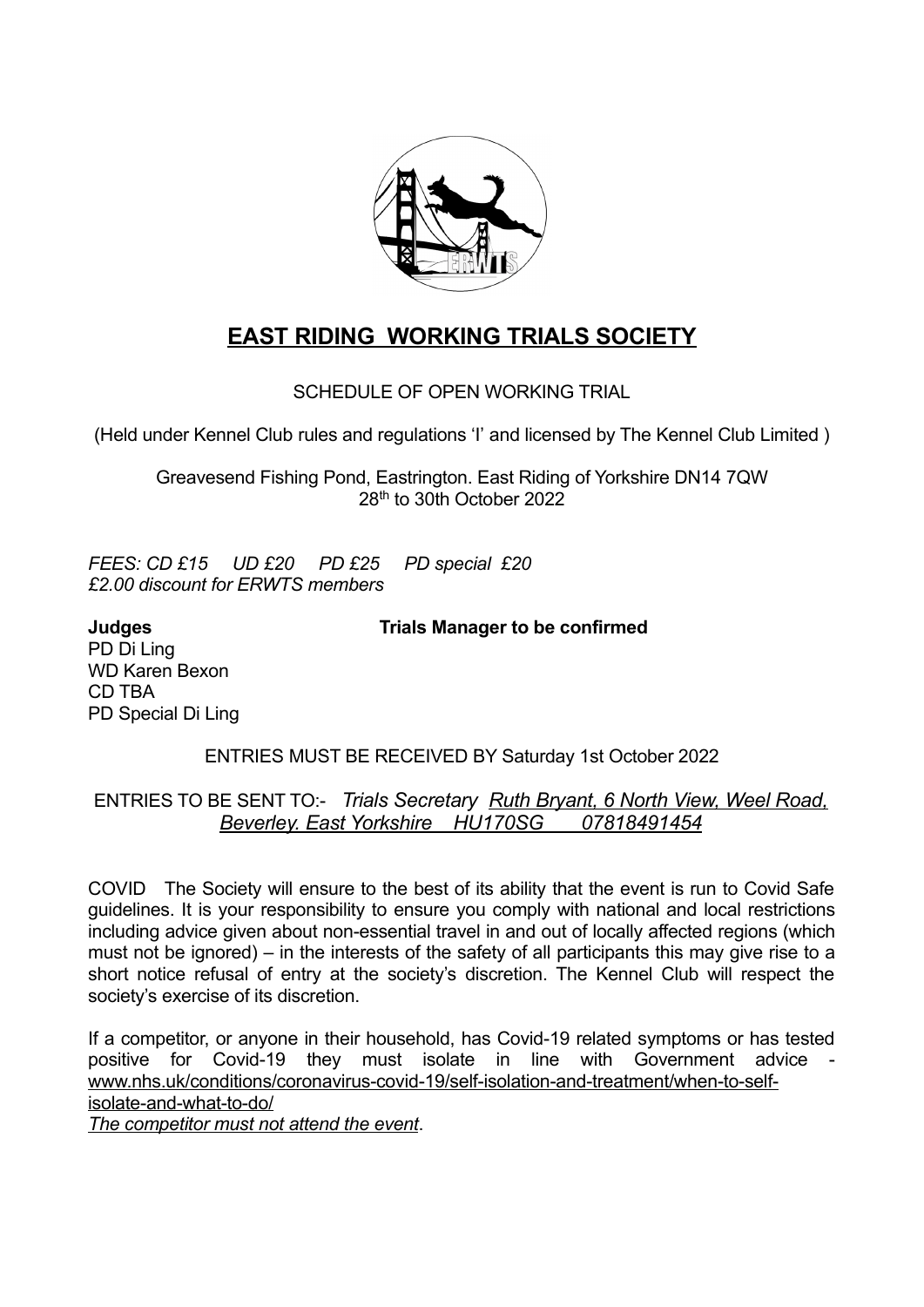# EAST RIDING WORKING TRIALS SOCIETY

SCHEDULE OF OPEN WORKING TRIAL

(Held under Kennel Club rules and regulations 'I' and licensed by The Kennel Club Limited )

Greavesend Fishing Pond, Eastrington. East Riding of Yorkshire DN14 7QW
28th to 30th October 2022

*FEES: CD £15 UD £20 PD £25 PD special £20*
*£2.00 discount for ERWTS members*

**Judges**
PD Di Ling
WD Karen Bexon
CD TBA
PD Special Di Ling

**Trials Manager to be confirmed**

ENTRIES MUST BE RECEIVED BY Saturday 1st October 2022

ENTRIES TO BE SENT TO:- *Trials Secretary Ruth Bryant, 6 North View, Weel Road, Beverley. East Yorkshire HU170SG 07818491454*

COVID The Society will ensure to the best of its ability that the event is run to Covid Safe guidelines. It is your responsibility to ensure you comply with national and local restrictions including advice given about non-essential travel in and out of locally affected regions (which must not be ignored) – in the interests of the safety of all participants this may give rise to a short notice refusal of entry at the society's discretion. The Kennel Club will respect the society's exercise of its discretion.

If a competitor, or anyone in their household, has Covid-19 related symptoms or has tested positive for Covid-19 they must isolate in line with Government advice - www.nhs.uk/conditions/coronavirus-covid-19/self-isolation-and-treatment/when-to-self-isolate-and-what-to-do/
*The competitor must not attend the event*.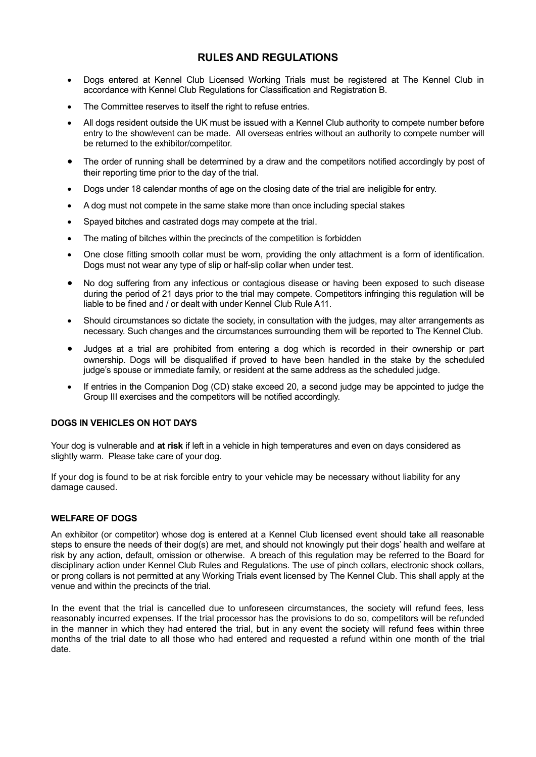# RULES AND REGULATIONS

- Dogs entered at Kennel Club Licensed Working Trials must be registered at The Kennel Club in accordance with Kennel Club Regulations for Classification and Registration B.
- The Committee reserves to itself the right to refuse entries.
- All dogs resident outside the UK must be issued with a Kennel Club authority to compete number before entry to the show/event can be made. All overseas entries without an authority to compete number will be returned to the exhibitor/competitor.
- The order of running shall be determined by a draw and the competitors notified accordingly by post of their reporting time prior to the day of the trial.
- Dogs under 18 calendar months of age on the closing date of the trial are ineligible for entry.
- A dog must not compete in the same stake more than once including special stakes
- Spayed bitches and castrated dogs may compete at the trial.
- The mating of bitches within the precincts of the competition is forbidden
- One close fitting smooth collar must be worn, providing the only attachment is a form of identification. Dogs must not wear any type of slip or half-slip collar when under test.
- No dog suffering from any infectious or contagious disease or having been exposed to such disease during the period of 21 days prior to the trial may compete. Competitors infringing this regulation will be liable to be fined and / or dealt with under Kennel Club Rule A11.
- Should circumstances so dictate the society, in consultation with the judges, may alter arrangements as necessary. Such changes and the circumstances surrounding them will be reported to The Kennel Club.
- Judges at a trial are prohibited from entering a dog which is recorded in their ownership or part ownership. Dogs will be disqualified if proved to have been handled in the stake by the scheduled judge's spouse or immediate family, or resident at the same address as the scheduled judge.
- If entries in the Companion Dog (CD) stake exceed 20, a second judge may be appointed to judge the Group III exercises and the competitors will be notified accordingly.

**DOGS IN VEHICLES ON HOT DAYS**

Your dog is vulnerable and **at risk** if left in a vehicle in high temperatures and even on days considered as slightly warm. Please take care of your dog.

If your dog is found to be at risk forcible entry to your vehicle may be necessary without liability for any damage caused.

**WELFARE OF DOGS**

An exhibitor (or competitor) whose dog is entered at a Kennel Club licensed event should take all reasonable steps to ensure the needs of their dog(s) are met, and should not knowingly put their dogs' health and welfare at risk by any action, default, omission or otherwise. A breach of this regulation may be referred to the Board for disciplinary action under Kennel Club Rules and Regulations. The use of pinch collars, electronic shock collars, or prong collars is not permitted at any Working Trials event licensed by The Kennel Club. This shall apply at the venue and within the precincts of the trial.

In the event that the trial is cancelled due to unforeseen circumstances, the society will refund fees, less reasonably incurred expenses. If the trial processor has the provisions to do so, competitors will be refunded in the manner in which they had entered the trial, but in any event the society will refund fees within three months of the trial date to all those who had entered and requested a refund within one month of the trial date.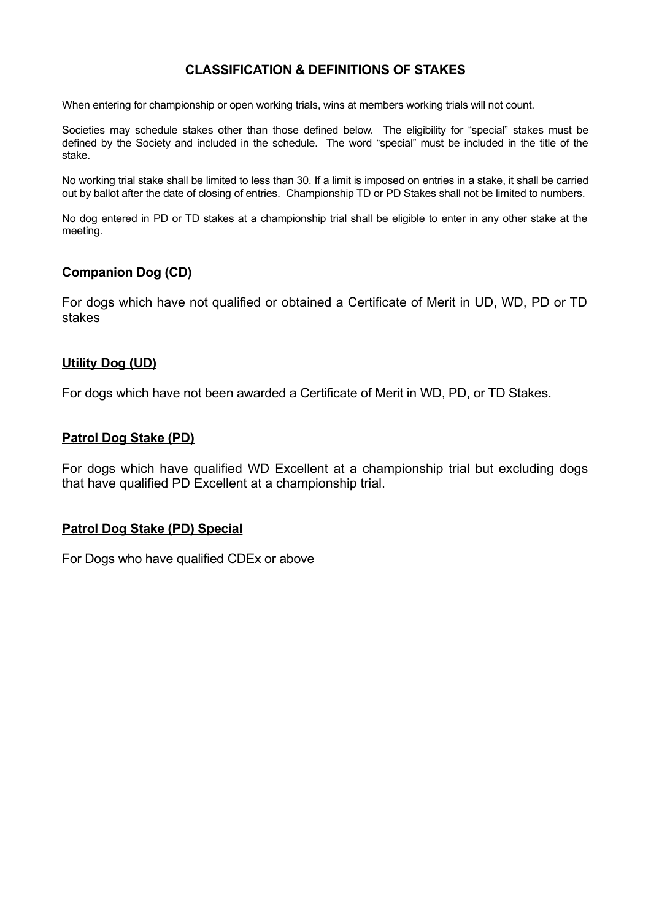## CLASSIFICATION & DEFINITIONS OF STAKES

When entering for championship or open working trials, wins at members working trials will not count.

Societies may schedule stakes other than those defined below. The eligibility for "special" stakes must be defined by the Society and included in the schedule. The word "special" must be included in the title of the stake.

No working trial stake shall be limited to less than 30. If a limit is imposed on entries in a stake, it shall be carried out by ballot after the date of closing of entries. Championship TD or PD Stakes shall not be limited to numbers.

No dog entered in PD or TD stakes at a championship trial shall be eligible to enter in any other stake at the meeting.

### Companion Dog (CD)

For dogs which have not qualified or obtained a Certificate of Merit in UD, WD, PD or TD stakes

### Utility Dog (UD)

For dogs which have not been awarded a Certificate of Merit in WD, PD, or TD Stakes.

### Patrol Dog Stake (PD)

For dogs which have qualified WD Excellent at a championship trial but excluding dogs that have qualified PD Excellent at a championship trial.

### Patrol Dog Stake (PD) Special

For Dogs who have qualified CDEx or above